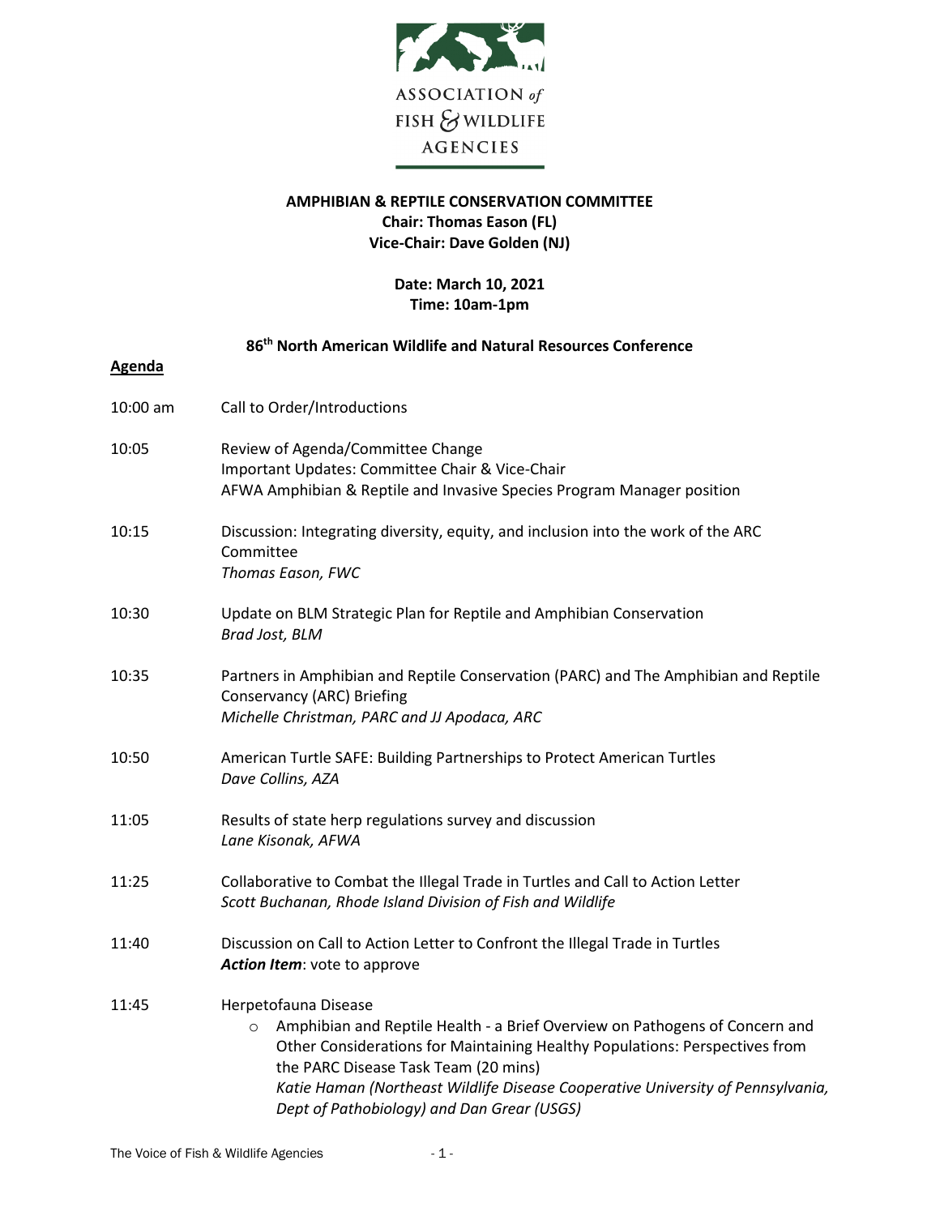ASSOCIATION *of* FISH & WILDLIFE AGENCIES

**AMPHIBIAN & REPTILE CONSERVATION COMMITTEE**
**Chair: Thomas Eason (FL)**
**Vice-Chair: Dave Golden (NJ)**

**Date: March 10, 2021**
**Time: 10am-1pm**

**86th North American Wildlife and Natural Resources Conference**

## Agenda

10:00 am — Call to Order/Introductions

10:05 — Review of Agenda/Committee Change
Important Updates: Committee Chair & Vice-Chair
AFWA Amphibian & Reptile and Invasive Species Program Manager position

10:15 — Discussion: Integrating diversity, equity, and inclusion into the work of the ARC Committee
*Thomas Eason, FWC*

10:30 — Update on BLM Strategic Plan for Reptile and Amphibian Conservation
*Brad Jost, BLM*

10:35 — Partners in Amphibian and Reptile Conservation (PARC) and The Amphibian and Reptile Conservancy (ARC) Briefing
*Michelle Christman, PARC and JJ Apodaca, ARC*

10:50 — American Turtle SAFE: Building Partnerships to Protect American Turtles
*Dave Collins, AZA*

11:05 — Results of state herp regulations survey and discussion
*Lane Kisonak, AFWA*

11:25 — Collaborative to Combat the Illegal Trade in Turtles and Call to Action Letter
*Scott Buchanan, Rhode Island Division of Fish and Wildlife*

11:40 — Discussion on Call to Action Letter to Confront the Illegal Trade in Turtles
***Action Item***: vote to approve

11:45 — Herpetofauna Disease

- Amphibian and Reptile Health - a Brief Overview on Pathogens of Concern and Other Considerations for Maintaining Healthy Populations: Perspectives from the PARC Disease Task Team (20 mins)
  *Katie Haman (Northeast Wildlife Disease Cooperative University of Pennsylvania, Dept of Pathobiology) and Dan Grear (USGS)*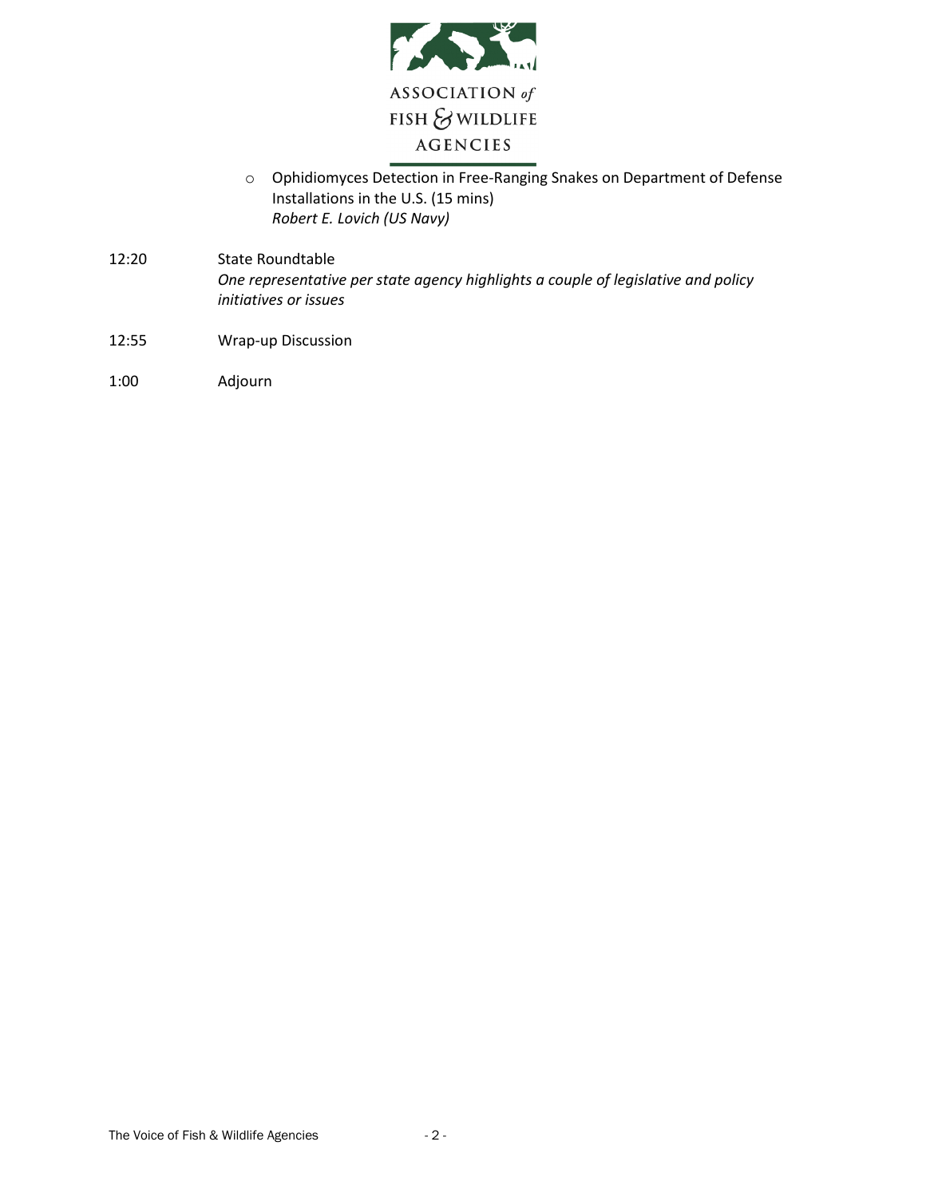- Ophidiomyces Detection in Free-Ranging Snakes on Department of Defense Installations in the U.S. (15 mins)
  *Robert E. Lovich (US Navy)*

12:20 State Roundtable
*One representative per state agency highlights a couple of legislative and policy initiatives or issues*

12:55 Wrap-up Discussion

1:00 Adjourn